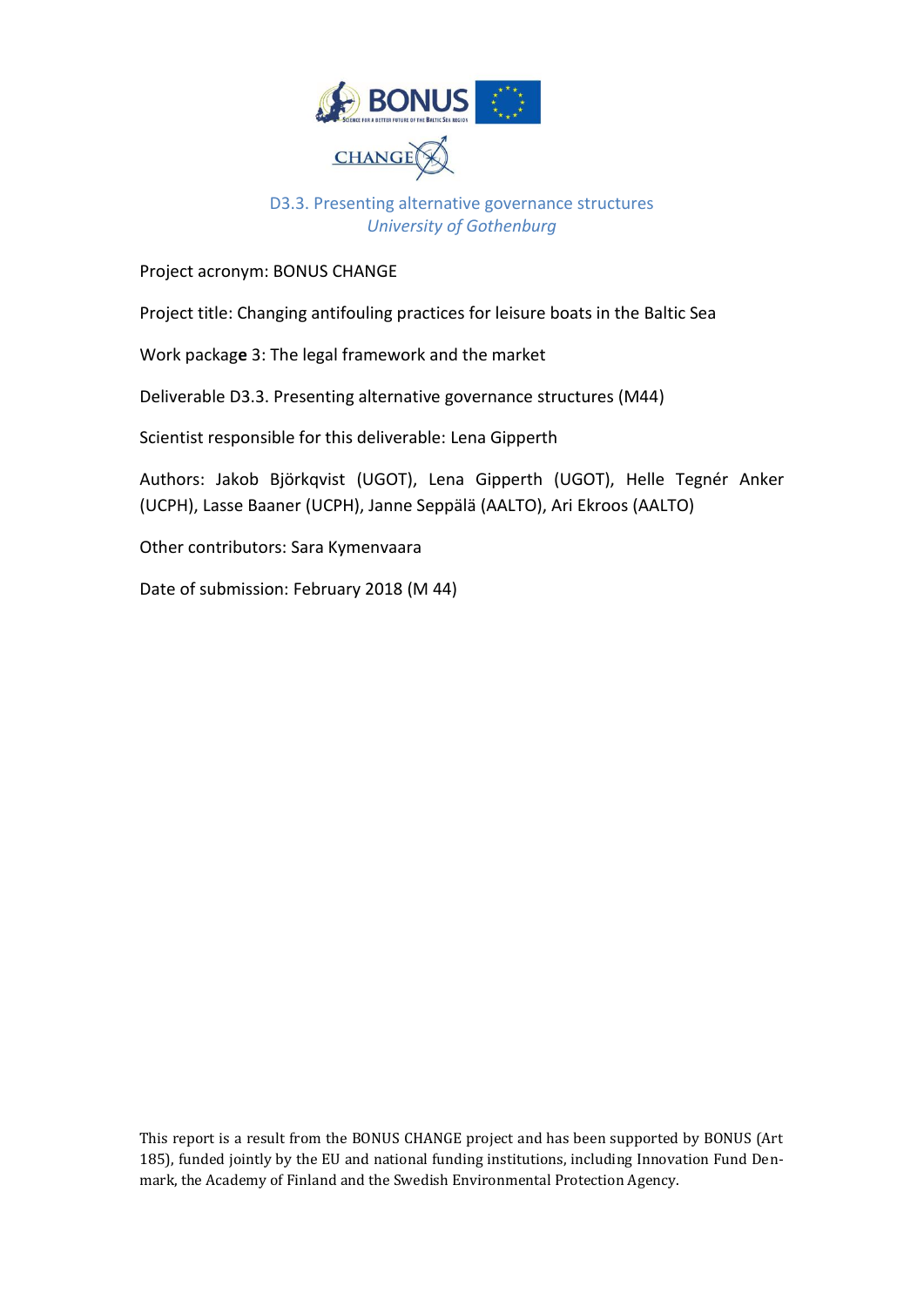BONUS

CHANGE

## D3.3. Presenting alternative governance structures

*University of Gothenburg*

Project acronym: BONUS CHANGE

Project title: Changing antifouling practices for leisure boats in the Baltic Sea

Work package 3: The legal framework and the market

Deliverable D3.3. Presenting alternative governance structures (M44)

Scientist responsible for this deliverable: Lena Gipperth

Authors: Jakob Björkqvist (UGOT), Lena Gipperth (UGOT), Helle Tegnér Anker (UCPH), Lasse Baaner (UCPH), Janne Seppälä (AALTO), Ari Ekroos (AALTO)

Other contributors: Sara Kymenvaara

Date of submission: February 2018 (M 44)

This report is a result from the BONUS CHANGE project and has been supported by BONUS (Art 185), funded jointly by the EU and national funding institutions, including Innovation Fund Denmark, the Academy of Finland and the Swedish Environmental Protection Agency.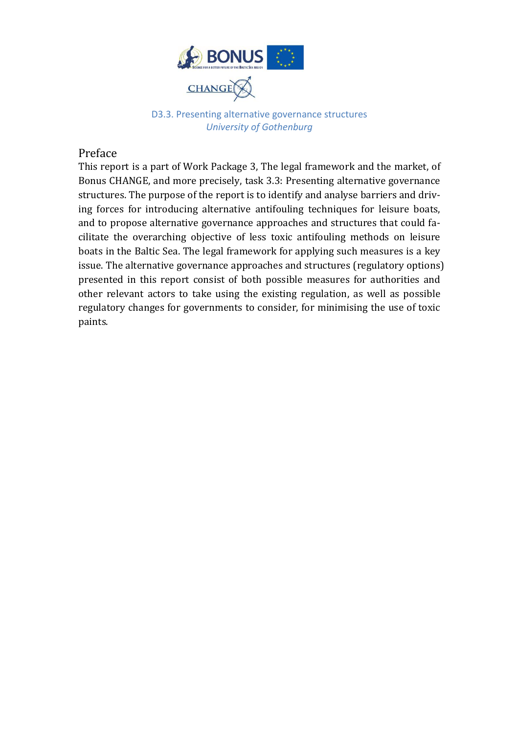D3.3. Presenting alternative governance structures

*University of Gothenburg*

## Preface

This report is a part of Work Package 3, The legal framework and the market, of Bonus CHANGE, and more precisely, task 3.3: Presenting alternative governance structures. The purpose of the report is to identify and analyse barriers and driving forces for introducing alternative antifouling techniques for leisure boats, and to propose alternative governance approaches and structures that could facilitate the overarching objective of less toxic antifouling methods on leisure boats in the Baltic Sea. The legal framework for applying such measures is a key issue. The alternative governance approaches and structures (regulatory options) presented in this report consist of both possible measures for authorities and other relevant actors to take using the existing regulation, as well as possible regulatory changes for governments to consider, for minimising the use of toxic paints.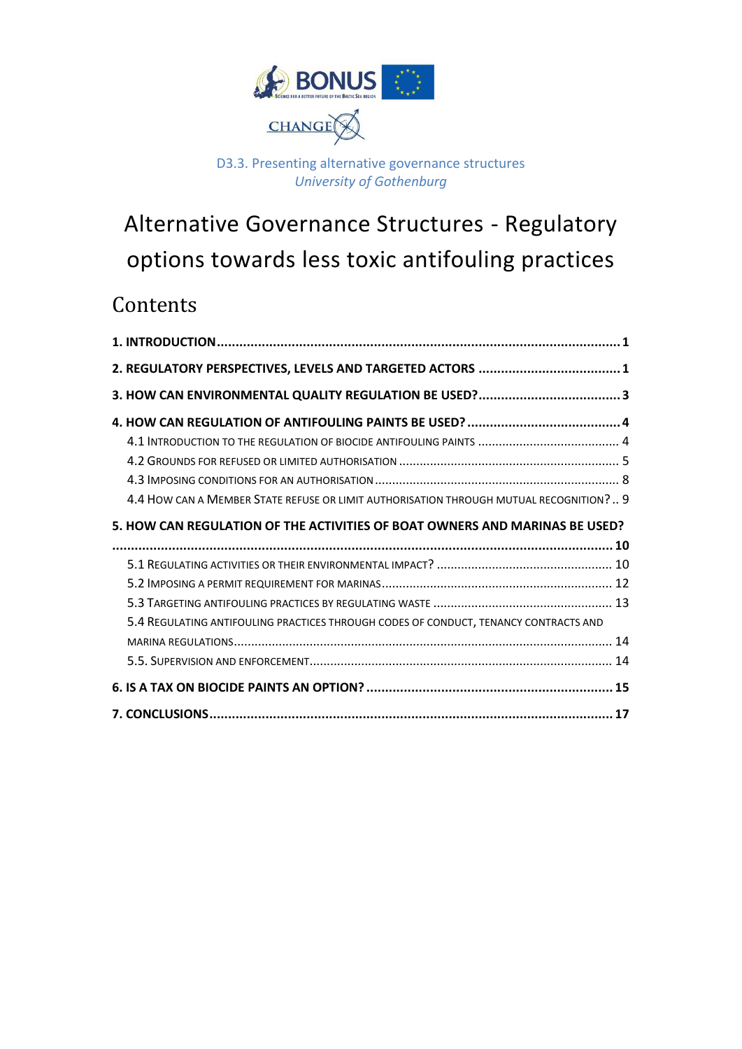D3.3. Presenting alternative governance structures

*University of Gothenburg*

# Alternative Governance Structures - Regulatory options towards less toxic antifouling practices

## Contents

**1. INTRODUCTION** ........................................................................................................ **1**

**2. REGULATORY PERSPECTIVES, LEVELS AND TARGETED ACTORS** ...................................... **1**

**3. HOW CAN ENVIRONMENTAL QUALITY REGULATION BE USED?** ...................................... **3**

**4. HOW CAN REGULATION OF ANTIFOULING PAINTS BE USED?** ......................................... **4**

4.1 Introduction to the regulation of biocide antifouling paints ........................................ 4

4.2 Grounds for refused or limited authorisation ............................................................... 5

4.3 Imposing conditions for an authorisation ..................................................................... 8

4.4 How can a Member State refuse or limit authorisation through mutual recognition? .. 9

**5. HOW CAN REGULATION OF THE ACTIVITIES OF BOAT OWNERS AND MARINAS BE USED?** .......................................................................................................................... **10**

5.1 Regulating activities or their environmental impact? .................................................. 10

5.2 Imposing a permit requirement for marinas .................................................................. 12

5.3 Targeting antifouling practices by regulating waste .................................................... 13

5.4 Regulating antifouling practices through codes of conduct, tenancy contracts and marina regulations ............................................................................................................. 14

5.5. Supervision and enforcement ...................................................................................... 14

**6. IS A TAX ON BIOCIDE PAINTS AN OPTION?** .................................................................. **15**

**7. CONCLUSIONS** .......................................................................................................... **17**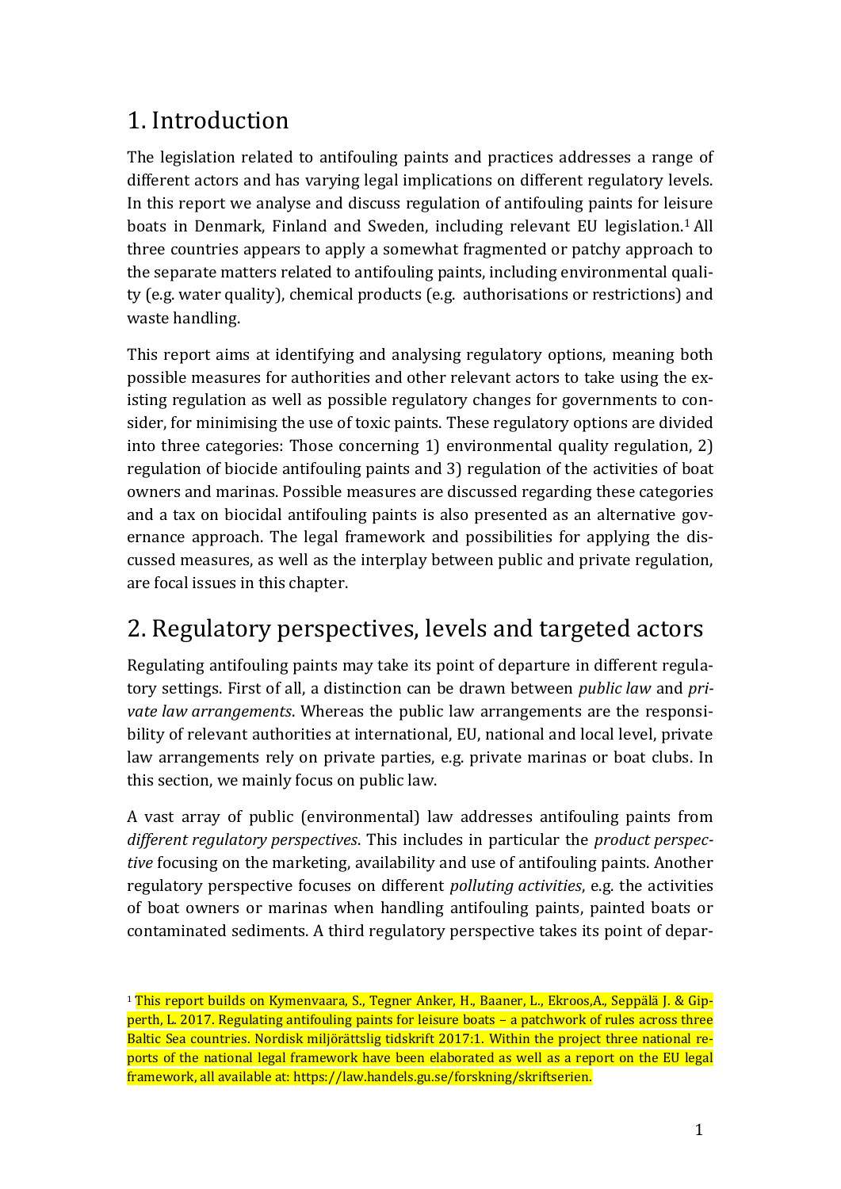# 1. Introduction

The legislation related to antifouling paints and practices addresses a range of different actors and has varying legal implications on different regulatory levels. In this report we analyse and discuss regulation of antifouling paints for leisure boats in Denmark, Finland and Sweden, including relevant EU legislation.[1] All three countries appears to apply a somewhat fragmented or patchy approach to the separate matters related to antifouling paints, including environmental quality (e.g. water quality), chemical products (e.g. authorisations or restrictions) and waste handling.

This report aims at identifying and analysing regulatory options, meaning both possible measures for authorities and other relevant actors to take using the existing regulation as well as possible regulatory changes for governments to consider, for minimising the use of toxic paints. These regulatory options are divided into three categories: Those concerning 1) environmental quality regulation, 2) regulation of biocide antifouling paints and 3) regulation of the activities of boat owners and marinas. Possible measures are discussed regarding these categories and a tax on biocidal antifouling paints is also presented as an alternative governance approach. The legal framework and possibilities for applying the discussed measures, as well as the interplay between public and private regulation, are focal issues in this chapter.

# 2. Regulatory perspectives, levels and targeted actors

Regulating antifouling paints may take its point of departure in different regulatory settings. First of all, a distinction can be drawn between *public law* and *private law arrangements*. Whereas the public law arrangements are the responsibility of relevant authorities at international, EU, national and local level, private law arrangements rely on private parties, e.g. private marinas or boat clubs. In this section, we mainly focus on public law.

A vast array of public (environmental) law addresses antifouling paints from *different regulatory perspectives*. This includes in particular the *product perspective* focusing on the marketing, availability and use of antifouling paints. Another regulatory perspective focuses on different *polluting activities*, e.g. the activities of boat owners or marinas when handling antifouling paints, painted boats or contaminated sediments. A third regulatory perspective takes its point of depar-

[1] This report builds on Kymenvaara, S., Tegner Anker, H., Baaner, L., Ekroos,A., Seppälä J. & Gipperth, L. 2017. Regulating antifouling paints for leisure boats – a patchwork of rules across three Baltic Sea countries. Nordisk miljörättslig tidskrift 2017:1. Within the project three national reports of the national legal framework have been elaborated as well as a report on the EU legal framework, all available at: https://law.handels.gu.se/forskning/skriftserien.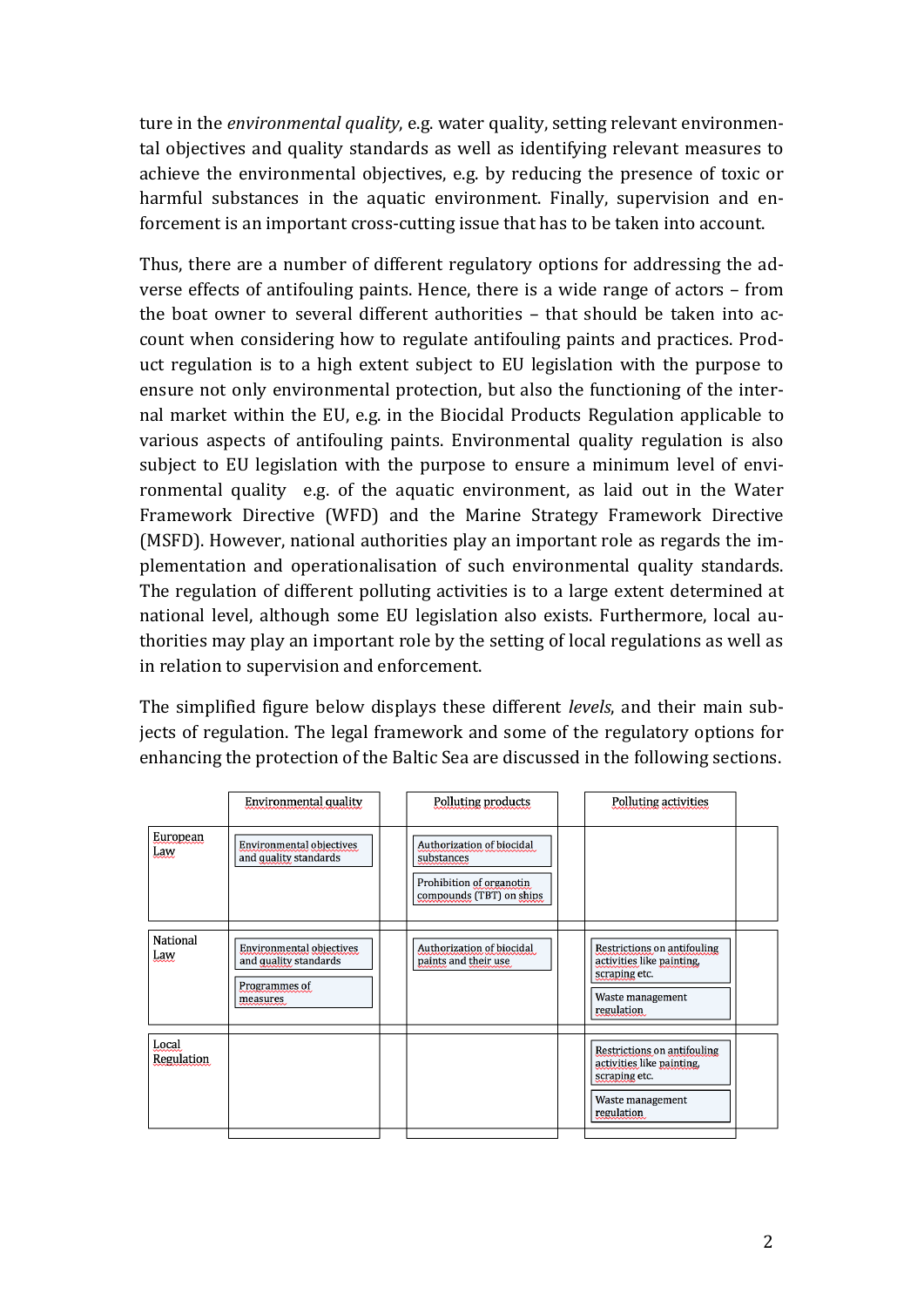ture in the *environmental quality*, e.g. water quality, setting relevant environmental objectives and quality standards as well as identifying relevant measures to achieve the environmental objectives, e.g. by reducing the presence of toxic or harmful substances in the aquatic environment. Finally, supervision and enforcement is an important cross-cutting issue that has to be taken into account.

Thus, there are a number of different regulatory options for addressing the adverse effects of antifouling paints. Hence, there is a wide range of actors – from the boat owner to several different authorities – that should be taken into account when considering how to regulate antifouling paints and practices. Product regulation is to a high extent subject to EU legislation with the purpose to ensure not only environmental protection, but also the functioning of the internal market within the EU, e.g. in the Biocidal Products Regulation applicable to various aspects of antifouling paints. Environmental quality regulation is also subject to EU legislation with the purpose to ensure a minimum level of environmental quality e.g. of the aquatic environment, as laid out in the Water Framework Directive (WFD) and the Marine Strategy Framework Directive (MSFD). However, national authorities play an important role as regards the implementation and operationalisation of such environmental quality standards. The regulation of different polluting activities is to a large extent determined at national level, although some EU legislation also exists. Furthermore, local authorities may play an important role by the setting of local regulations as well as in relation to supervision and enforcement.

The simplified figure below displays these different *levels*, and their main subjects of regulation. The legal framework and some of the regulatory options for enhancing the protection of the Baltic Sea are discussed in the following sections.

| | Environmental quality | Polluting products | Polluting activities |
|---|---|---|---|
| European Law | Environmental objectives and quality standards | Authorization of biocidal substances<br>Prohibition of organotin compounds (TBT) on ships | |
| National Law | Environmental objectives and quality standards<br>Programmes of measures | Authorization of biocidal paints and their use | Restrictions on antifouling activities like painting, scraping etc.<br>Waste management regulation |
| Local Regulation | | | Restrictions on antifouling activities like painting, scraping etc.<br>Waste management regulation |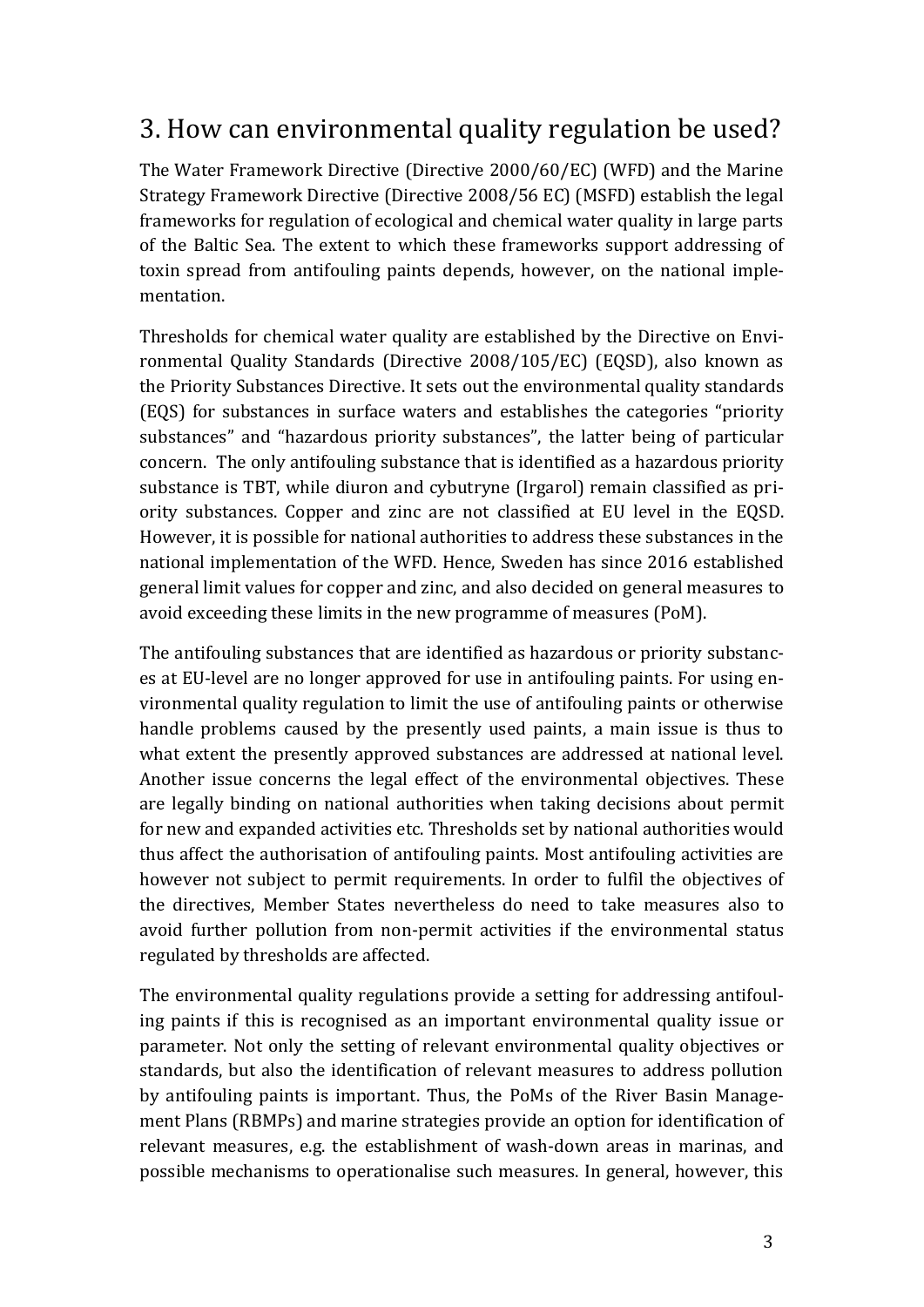## 3. How can environmental quality regulation be used?

The Water Framework Directive (Directive 2000/60/EC) (WFD) and the Marine Strategy Framework Directive (Directive 2008/56 EC) (MSFD) establish the legal frameworks for regulation of ecological and chemical water quality in large parts of the Baltic Sea. The extent to which these frameworks support addressing of toxin spread from antifouling paints depends, however, on the national implementation.

Thresholds for chemical water quality are established by the Directive on Environmental Quality Standards (Directive 2008/105/EC) (EQSD), also known as the Priority Substances Directive. It sets out the environmental quality standards (EQS) for substances in surface waters and establishes the categories "priority substances" and "hazardous priority substances", the latter being of particular concern. The only antifouling substance that is identified as a hazardous priority substance is TBT, while diuron and cybutryne (Irgarol) remain classified as priority substances. Copper and zinc are not classified at EU level in the EQSD. However, it is possible for national authorities to address these substances in the national implementation of the WFD. Hence, Sweden has since 2016 established general limit values for copper and zinc, and also decided on general measures to avoid exceeding these limits in the new programme of measures (PoM).

The antifouling substances that are identified as hazardous or priority substances at EU-level are no longer approved for use in antifouling paints. For using environmental quality regulation to limit the use of antifouling paints or otherwise handle problems caused by the presently used paints, a main issue is thus to what extent the presently approved substances are addressed at national level. Another issue concerns the legal effect of the environmental objectives. These are legally binding on national authorities when taking decisions about permit for new and expanded activities etc. Thresholds set by national authorities would thus affect the authorisation of antifouling paints. Most antifouling activities are however not subject to permit requirements. In order to fulfil the objectives of the directives, Member States nevertheless do need to take measures also to avoid further pollution from non-permit activities if the environmental status regulated by thresholds are affected.

The environmental quality regulations provide a setting for addressing antifouling paints if this is recognised as an important environmental quality issue or parameter. Not only the setting of relevant environmental quality objectives or standards, but also the identification of relevant measures to address pollution by antifouling paints is important. Thus, the PoMs of the River Basin Management Plans (RBMPs) and marine strategies provide an option for identification of relevant measures, e.g. the establishment of wash-down areas in marinas, and possible mechanisms to operationalise such measures. In general, however, this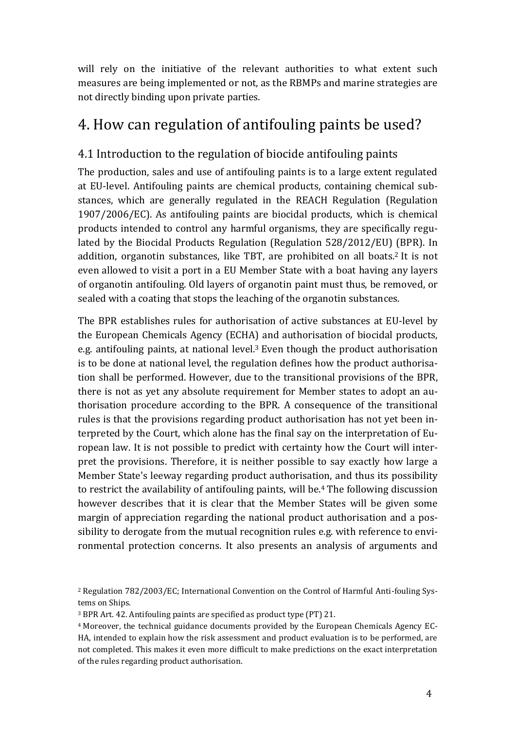will rely on the initiative of the relevant authorities to what extent such measures are being implemented or not, as the RBMPs and marine strategies are not directly binding upon private parties.

# 4. How can regulation of antifouling paints be used?

## 4.1 Introduction to the regulation of biocide antifouling paints

The production, sales and use of antifouling paints is to a large extent regulated at EU-level. Antifouling paints are chemical products, containing chemical substances, which are generally regulated in the REACH Regulation (Regulation 1907/2006/EC). As antifouling paints are biocidal products, which is chemical products intended to control any harmful organisms, they are specifically regulated by the Biocidal Products Regulation (Regulation 528/2012/EU) (BPR). In addition, organotin substances, like TBT, are prohibited on all boats.[2] It is not even allowed to visit a port in a EU Member State with a boat having any layers of organotin antifouling. Old layers of organotin paint must thus, be removed, or sealed with a coating that stops the leaching of the organotin substances.

The BPR establishes rules for authorisation of active substances at EU-level by the European Chemicals Agency (ECHA) and authorisation of biocidal products, e.g. antifouling paints, at national level.[3] Even though the product authorisation is to be done at national level, the regulation defines how the product authorisation shall be performed. However, due to the transitional provisions of the BPR, there is not as yet any absolute requirement for Member states to adopt an authorisation procedure according to the BPR. A consequence of the transitional rules is that the provisions regarding product authorisation has not yet been interpreted by the Court, which alone has the final say on the interpretation of European law. It is not possible to predict with certainty how the Court will interpret the provisions. Therefore, it is neither possible to say exactly how large a Member State's leeway regarding product authorisation, and thus its possibility to restrict the availability of antifouling paints, will be.[4] The following discussion however describes that it is clear that the Member States will be given some margin of appreciation regarding the national product authorisation and a possibility to derogate from the mutual recognition rules e.g. with reference to environmental protection concerns. It also presents an analysis of arguments and

[2] Regulation 782/2003/EC; International Convention on the Control of Harmful Anti-fouling Systems on Ships.

[3] BPR Art. 42. Antifouling paints are specified as product type (PT) 21.

[4] Moreover, the technical guidance documents provided by the European Chemicals Agency ECHA, intended to explain how the risk assessment and product evaluation is to be performed, are not completed. This makes it even more difficult to make predictions on the exact interpretation of the rules regarding product authorisation.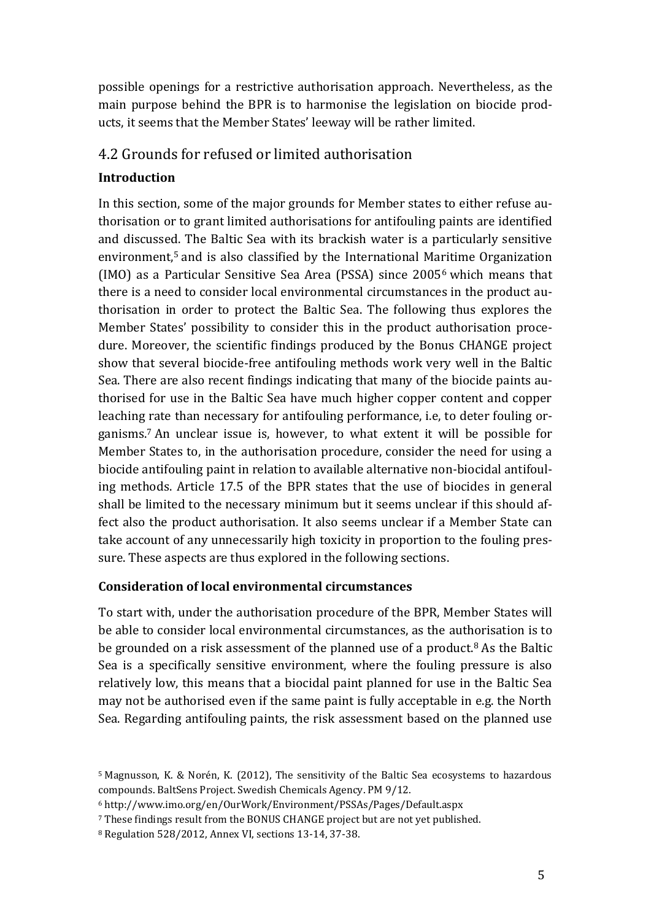possible openings for a restrictive authorisation approach. Nevertheless, as the main purpose behind the BPR is to harmonise the legislation on biocide products, it seems that the Member States' leeway will be rather limited.

## 4.2 Grounds for refused or limited authorisation

**Introduction**

In this section, some of the major grounds for Member states to either refuse authorisation or to grant limited authorisations for antifouling paints are identified and discussed. The Baltic Sea with its brackish water is a particularly sensitive environment,[5] and is also classified by the International Maritime Organization (IMO) as a Particular Sensitive Sea Area (PSSA) since 2005[6] which means that there is a need to consider local environmental circumstances in the product authorisation in order to protect the Baltic Sea. The following thus explores the Member States' possibility to consider this in the product authorisation procedure. Moreover, the scientific findings produced by the Bonus CHANGE project show that several biocide-free antifouling methods work very well in the Baltic Sea. There are also recent findings indicating that many of the biocide paints authorised for use in the Baltic Sea have much higher copper content and copper leaching rate than necessary for antifouling performance, i.e, to deter fouling organisms.[7] An unclear issue is, however, to what extent it will be possible for Member States to, in the authorisation procedure, consider the need for using a biocide antifouling paint in relation to available alternative non-biocidal antifouling methods. Article 17.5 of the BPR states that the use of biocides in general shall be limited to the necessary minimum but it seems unclear if this should affect also the product authorisation. It also seems unclear if a Member State can take account of any unnecessarily high toxicity in proportion to the fouling pressure. These aspects are thus explored in the following sections.

**Consideration of local environmental circumstances**

To start with, under the authorisation procedure of the BPR, Member States will be able to consider local environmental circumstances, as the authorisation is to be grounded on a risk assessment of the planned use of a product.[8] As the Baltic Sea is a specifically sensitive environment, where the fouling pressure is also relatively low, this means that a biocidal paint planned for use in the Baltic Sea may not be authorised even if the same paint is fully acceptable in e.g. the North Sea. Regarding antifouling paints, the risk assessment based on the planned use

---

[5] Magnusson, K. & Norén, K. (2012), The sensitivity of the Baltic Sea ecosystems to hazardous compounds. BaltSens Project. Swedish Chemicals Agency. PM 9/12.

[6] http://www.imo.org/en/OurWork/Environment/PSSAs/Pages/Default.aspx

[7] These findings result from the BONUS CHANGE project but are not yet published.

[8] Regulation 528/2012, Annex VI, sections 13-14, 37-38.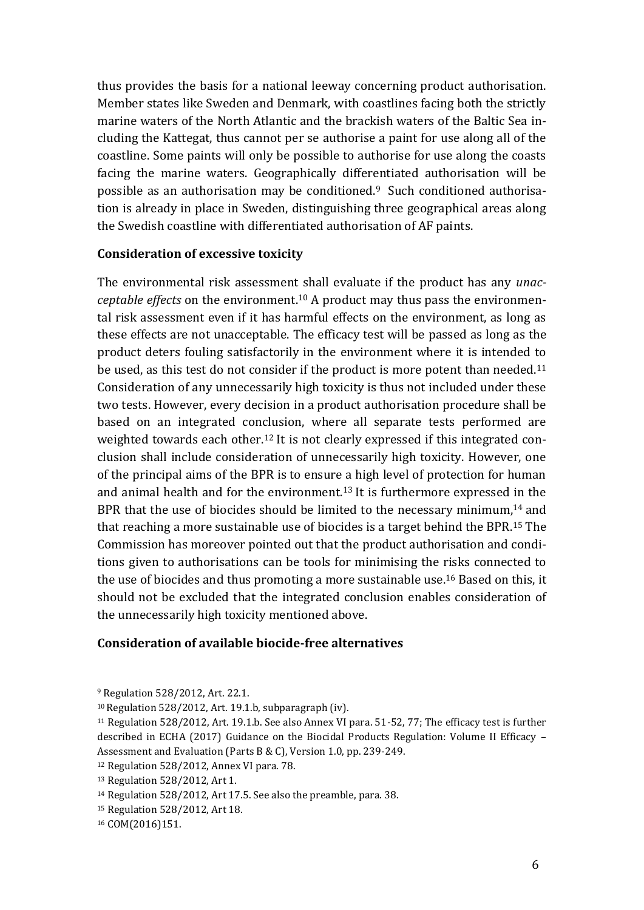thus provides the basis for a national leeway concerning product authorisation. Member states like Sweden and Denmark, with coastlines facing both the strictly marine waters of the North Atlantic and the brackish waters of the Baltic Sea including the Kattegat, thus cannot per se authorise a paint for use along all of the coastline. Some paints will only be possible to authorise for use along the coasts facing the marine waters. Geographically differentiated authorisation will be possible as an authorisation may be conditioned.[9] Such conditioned authorisation is already in place in Sweden, distinguishing three geographical areas along the Swedish coastline with differentiated authorisation of AF paints.

**Consideration of excessive toxicity**

The environmental risk assessment shall evaluate if the product has any *unacceptable effects* on the environment.[10] A product may thus pass the environmental risk assessment even if it has harmful effects on the environment, as long as these effects are not unacceptable. The efficacy test will be passed as long as the product deters fouling satisfactorily in the environment where it is intended to be used, as this test do not consider if the product is more potent than needed.[11] Consideration of any unnecessarily high toxicity is thus not included under these two tests. However, every decision in a product authorisation procedure shall be based on an integrated conclusion, where all separate tests performed are weighted towards each other.[12] It is not clearly expressed if this integrated conclusion shall include consideration of unnecessarily high toxicity. However, one of the principal aims of the BPR is to ensure a high level of protection for human and animal health and for the environment.[13] It is furthermore expressed in the BPR that the use of biocides should be limited to the necessary minimum,[14] and that reaching a more sustainable use of biocides is a target behind the BPR.[15] The Commission has moreover pointed out that the product authorisation and conditions given to authorisations can be tools for minimising the risks connected to the use of biocides and thus promoting a more sustainable use.[16] Based on this, it should not be excluded that the integrated conclusion enables consideration of the unnecessarily high toxicity mentioned above.

**Consideration of available biocide-free alternatives**

[9] Regulation 528/2012, Art. 22.1.

[10] Regulation 528/2012, Art. 19.1.b, subparagraph (iv).

[11] Regulation 528/2012, Art. 19.1.b. See also Annex VI para. 51-52, 77; The efficacy test is further described in ECHA (2017) Guidance on the Biocidal Products Regulation: Volume II Efficacy – Assessment and Evaluation (Parts B & C), Version 1.0, pp. 239-249.

[12] Regulation 528/2012, Annex VI para. 78.

[13] Regulation 528/2012, Art 1.

[14] Regulation 528/2012, Art 17.5. See also the preamble, para. 38.

[15] Regulation 528/2012, Art 18.

[16] COM(2016)151.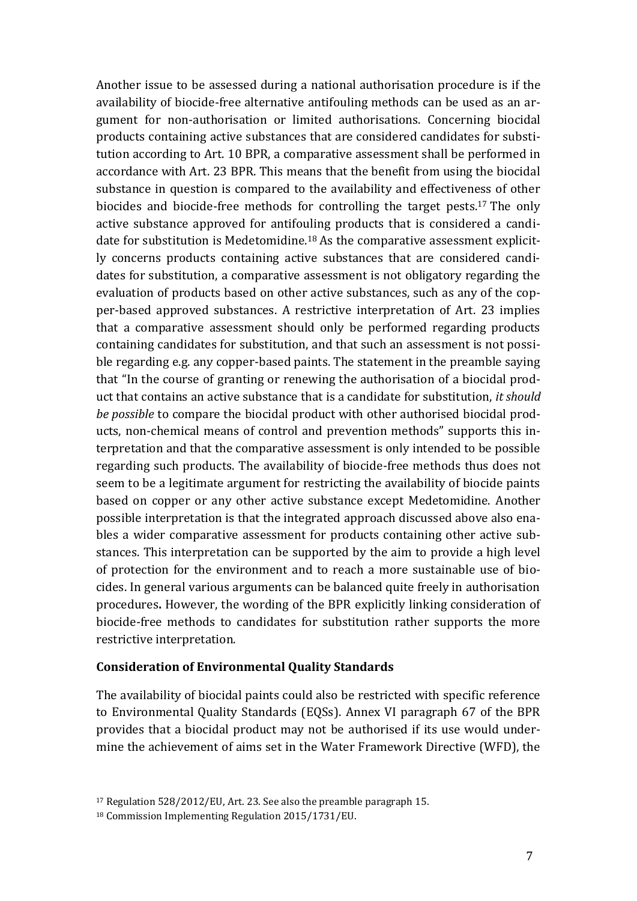Another issue to be assessed during a national authorisation procedure is if the availability of biocide-free alternative antifouling methods can be used as an argument for non-authorisation or limited authorisations. Concerning biocidal products containing active substances that are considered candidates for substitution according to Art. 10 BPR, a comparative assessment shall be performed in accordance with Art. 23 BPR. This means that the benefit from using the biocidal substance in question is compared to the availability and effectiveness of other biocides and biocide-free methods for controlling the target pests.[17] The only active substance approved for antifouling products that is considered a candidate for substitution is Medetomidine.[18] As the comparative assessment explicitly concerns products containing active substances that are considered candidates for substitution, a comparative assessment is not obligatory regarding the evaluation of products based on other active substances, such as any of the copper-based approved substances. A restrictive interpretation of Art. 23 implies that a comparative assessment should only be performed regarding products containing candidates for substitution, and that such an assessment is not possible regarding e.g. any copper-based paints. The statement in the preamble saying that "In the course of granting or renewing the authorisation of a biocidal product that contains an active substance that is a candidate for substitution, *it should be possible* to compare the biocidal product with other authorised biocidal products, non-chemical means of control and prevention methods" supports this interpretation and that the comparative assessment is only intended to be possible regarding such products. The availability of biocide-free methods thus does not seem to be a legitimate argument for restricting the availability of biocide paints based on copper or any other active substance except Medetomidine. Another possible interpretation is that the integrated approach discussed above also enables a wider comparative assessment for products containing other active substances. This interpretation can be supported by the aim to provide a high level of protection for the environment and to reach a more sustainable use of biocides. In general various arguments can be balanced quite freely in authorisation procedures. However, the wording of the BPR explicitly linking consideration of biocide-free methods to candidates for substitution rather supports the more restrictive interpretation.

**Consideration of Environmental Quality Standards**

The availability of biocidal paints could also be restricted with specific reference to Environmental Quality Standards (EQSs). Annex VI paragraph 67 of the BPR provides that a biocidal product may not be authorised if its use would undermine the achievement of aims set in the Water Framework Directive (WFD), the

[17] Regulation 528/2012/EU, Art. 23. See also the preamble paragraph 15.

[18] Commission Implementing Regulation 2015/1731/EU.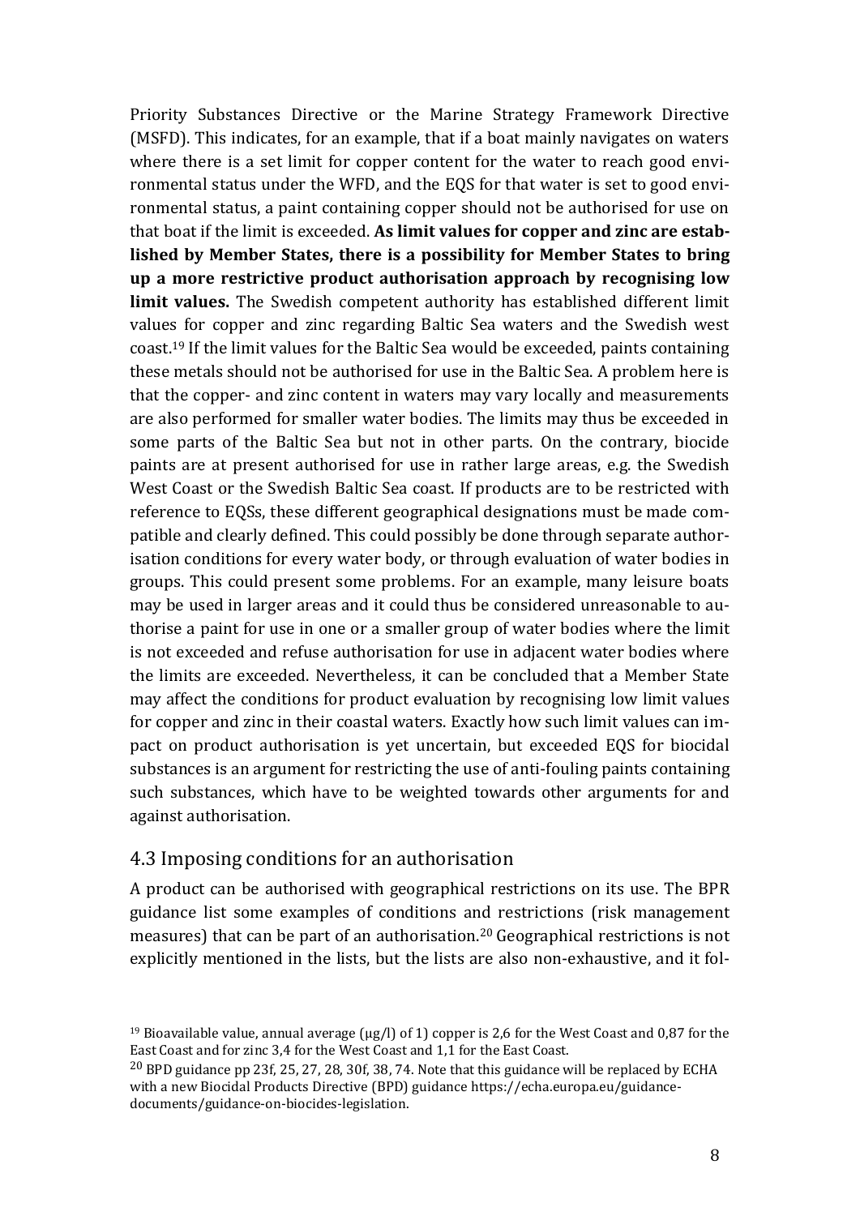Priority Substances Directive or the Marine Strategy Framework Directive (MSFD). This indicates, for an example, that if a boat mainly navigates on waters where there is a set limit for copper content for the water to reach good environmental status under the WFD, and the EQS for that water is set to good environmental status, a paint containing copper should not be authorised for use on that boat if the limit is exceeded. **As limit values for copper and zinc are established by Member States, there is a possibility for Member States to bring up a more restrictive product authorisation approach by recognising low limit values.** The Swedish competent authority has established different limit values for copper and zinc regarding Baltic Sea waters and the Swedish west coast.[19] If the limit values for the Baltic Sea would be exceeded, paints containing these metals should not be authorised for use in the Baltic Sea. A problem here is that the copper- and zinc content in waters may vary locally and measurements are also performed for smaller water bodies. The limits may thus be exceeded in some parts of the Baltic Sea but not in other parts. On the contrary, biocide paints are at present authorised for use in rather large areas, e.g. the Swedish West Coast or the Swedish Baltic Sea coast. If products are to be restricted with reference to EQSs, these different geographical designations must be made compatible and clearly defined. This could possibly be done through separate authorisation conditions for every water body, or through evaluation of water bodies in groups. This could present some problems. For an example, many leisure boats may be used in larger areas and it could thus be considered unreasonable to authorise a paint for use in one or a smaller group of water bodies where the limit is not exceeded and refuse authorisation for use in adjacent water bodies where the limits are exceeded. Nevertheless, it can be concluded that a Member State may affect the conditions for product evaluation by recognising low limit values for copper and zinc in their coastal waters. Exactly how such limit values can impact on product authorisation is yet uncertain, but exceeded EQS for biocidal substances is an argument for restricting the use of anti-fouling paints containing such substances, which have to be weighted towards other arguments for and against authorisation.

## 4.3 Imposing conditions for an authorisation

A product can be authorised with geographical restrictions on its use. The BPR guidance list some examples of conditions and restrictions (risk management measures) that can be part of an authorisation.[20] Geographical restrictions is not explicitly mentioned in the lists, but the lists are also non-exhaustive, and it fol-

---

[19] Bioavailable value, annual average (µg/l) of 1) copper is 2,6 for the West Coast and 0,87 for the East Coast and for zinc 3,4 for the West Coast and 1,1 for the East Coast.

[20] BPD guidance pp 23f, 25, 27, 28, 30f, 38, 74. Note that this guidance will be replaced by ECHA with a new Biocidal Products Directive (BPD) guidance https://echa.europa.eu/guidance-documents/guidance-on-biocides-legislation.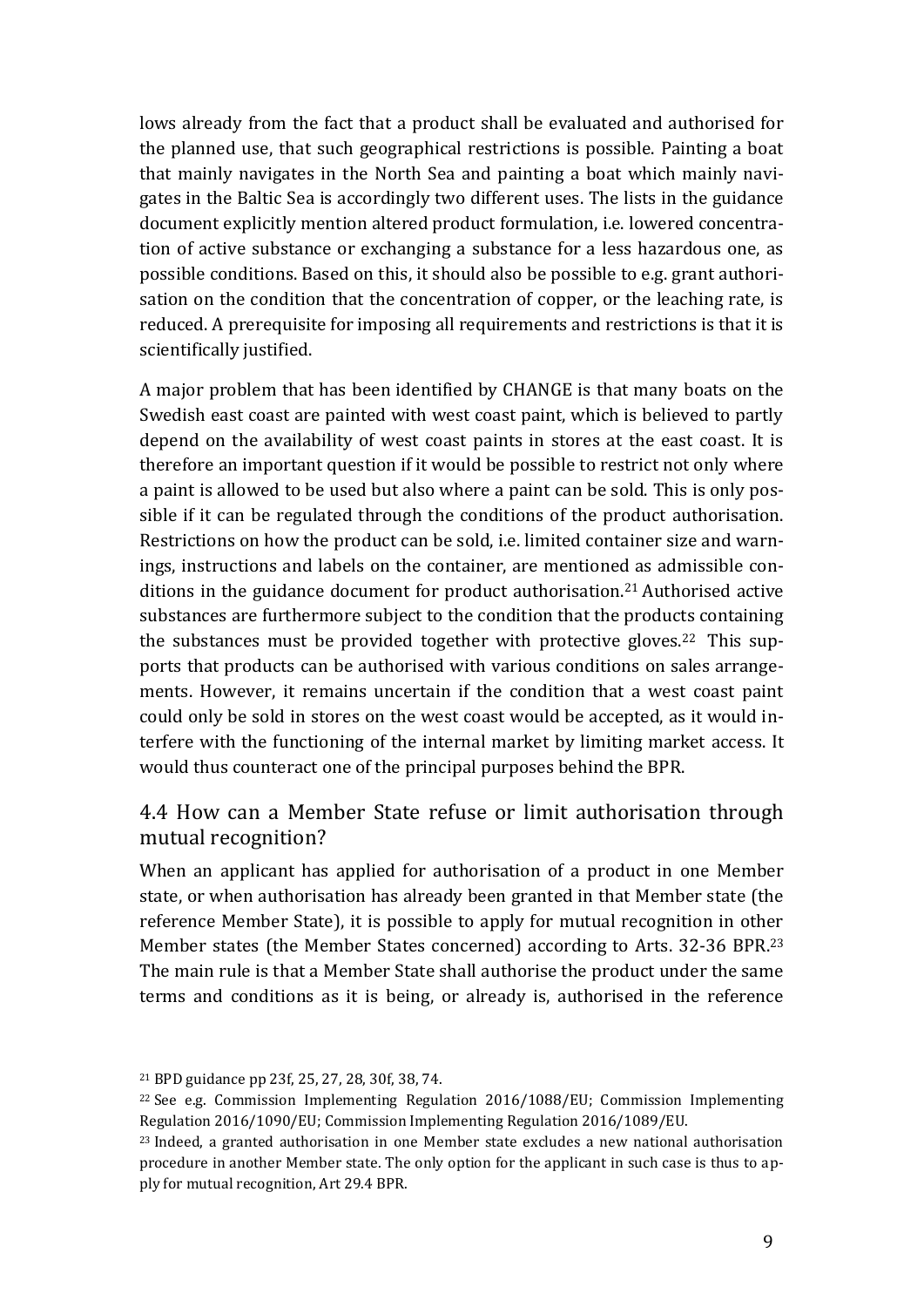lows already from the fact that a product shall be evaluated and authorised for the planned use, that such geographical restrictions is possible. Painting a boat that mainly navigates in the North Sea and painting a boat which mainly navigates in the Baltic Sea is accordingly two different uses. The lists in the guidance document explicitly mention altered product formulation, i.e. lowered concentration of active substance or exchanging a substance for a less hazardous one, as possible conditions. Based on this, it should also be possible to e.g. grant authorisation on the condition that the concentration of copper, or the leaching rate, is reduced. A prerequisite for imposing all requirements and restrictions is that it is scientifically justified.

A major problem that has been identified by CHANGE is that many boats on the Swedish east coast are painted with west coast paint, which is believed to partly depend on the availability of west coast paints in stores at the east coast. It is therefore an important question if it would be possible to restrict not only where a paint is allowed to be used but also where a paint can be sold. This is only possible if it can be regulated through the conditions of the product authorisation. Restrictions on how the product can be sold, i.e. limited container size and warnings, instructions and labels on the container, are mentioned as admissible conditions in the guidance document for product authorisation.[21] Authorised active substances are furthermore subject to the condition that the products containing the substances must be provided together with protective gloves.[22] This supports that products can be authorised with various conditions on sales arrangements. However, it remains uncertain if the condition that a west coast paint could only be sold in stores on the west coast would be accepted, as it would interfere with the functioning of the internal market by limiting market access. It would thus counteract one of the principal purposes behind the BPR.

## 4.4 How can a Member State refuse or limit authorisation through mutual recognition?

When an applicant has applied for authorisation of a product in one Member state, or when authorisation has already been granted in that Member state (the reference Member State), it is possible to apply for mutual recognition in other Member states (the Member States concerned) according to Arts. 32-36 BPR.[23] The main rule is that a Member State shall authorise the product under the same terms and conditions as it is being, or already is, authorised in the reference

[21] BPD guidance pp 23f, 25, 27, 28, 30f, 38, 74.

[22] See e.g. Commission Implementing Regulation 2016/1088/EU; Commission Implementing Regulation 2016/1090/EU; Commission Implementing Regulation 2016/1089/EU.

[23] Indeed, a granted authorisation in one Member state excludes a new national authorisation procedure in another Member state. The only option for the applicant in such case is thus to apply for mutual recognition, Art 29.4 BPR.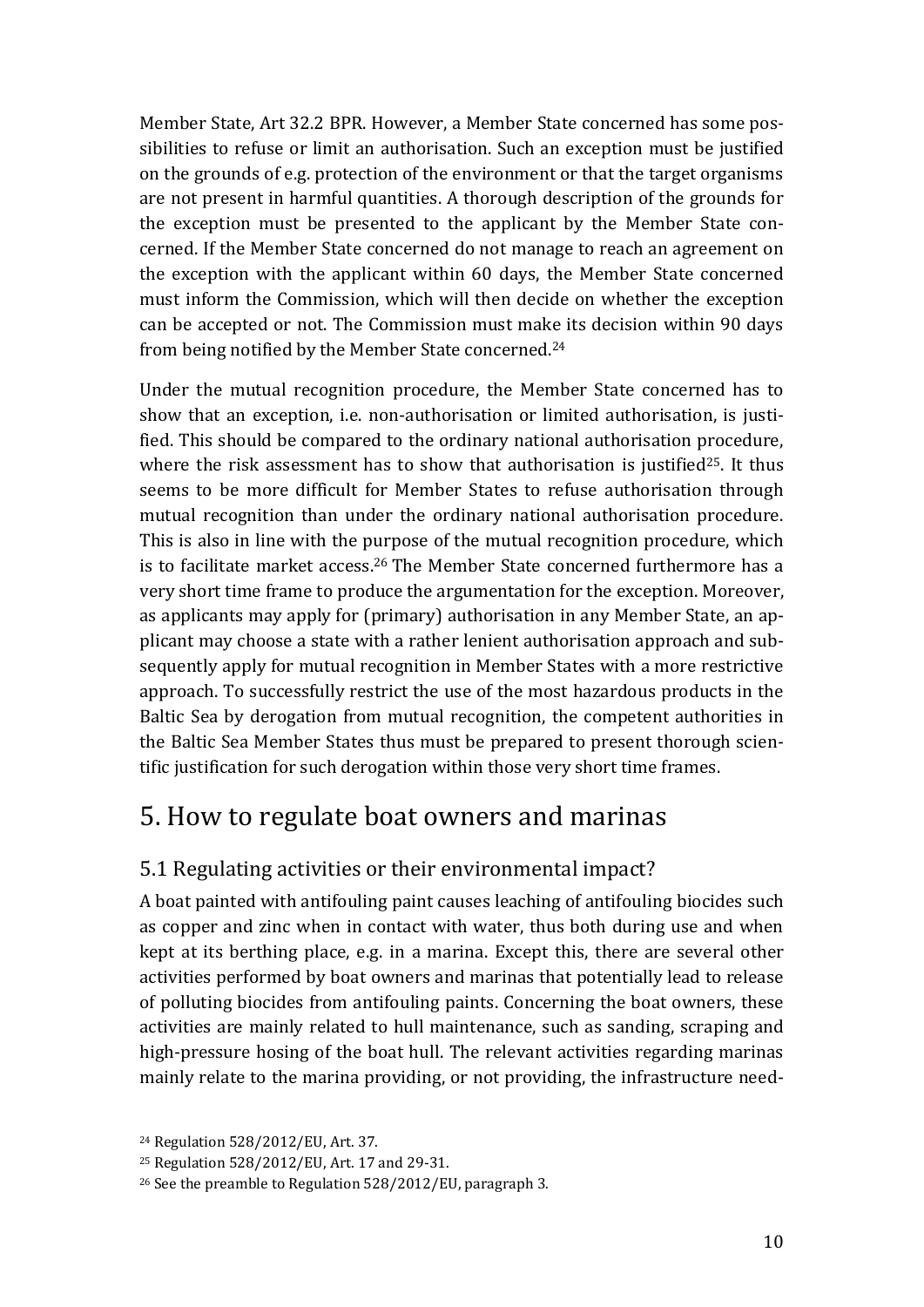Member State, Art 32.2 BPR. However, a Member State concerned has some possibilities to refuse or limit an authorisation. Such an exception must be justified on the grounds of e.g. protection of the environment or that the target organisms are not present in harmful quantities. A thorough description of the grounds for the exception must be presented to the applicant by the Member State concerned. If the Member State concerned do not manage to reach an agreement on the exception with the applicant within 60 days, the Member State concerned must inform the Commission, which will then decide on whether the exception can be accepted or not. The Commission must make its decision within 90 days from being notified by the Member State concerned.[24]

Under the mutual recognition procedure, the Member State concerned has to show that an exception, i.e. non-authorisation or limited authorisation, is justified. This should be compared to the ordinary national authorisation procedure, where the risk assessment has to show that authorisation is justified[25]. It thus seems to be more difficult for Member States to refuse authorisation through mutual recognition than under the ordinary national authorisation procedure. This is also in line with the purpose of the mutual recognition procedure, which is to facilitate market access.[26] The Member State concerned furthermore has a very short time frame to produce the argumentation for the exception. Moreover, as applicants may apply for (primary) authorisation in any Member State, an applicant may choose a state with a rather lenient authorisation approach and subsequently apply for mutual recognition in Member States with a more restrictive approach. To successfully restrict the use of the most hazardous products in the Baltic Sea by derogation from mutual recognition, the competent authorities in the Baltic Sea Member States thus must be prepared to present thorough scientific justification for such derogation within those very short time frames.

# 5. How to regulate boat owners and marinas

## 5.1 Regulating activities or their environmental impact?

A boat painted with antifouling paint causes leaching of antifouling biocides such as copper and zinc when in contact with water, thus both during use and when kept at its berthing place, e.g. in a marina. Except this, there are several other activities performed by boat owners and marinas that potentially lead to release of polluting biocides from antifouling paints. Concerning the boat owners, these activities are mainly related to hull maintenance, such as sanding, scraping and high-pressure hosing of the boat hull. The relevant activities regarding marinas mainly relate to the marina providing, or not providing, the infrastructure need-

[24] Regulation 528/2012/EU, Art. 37.

[25] Regulation 528/2012/EU, Art. 17 and 29-31.

[26] See the preamble to Regulation 528/2012/EU, paragraph 3.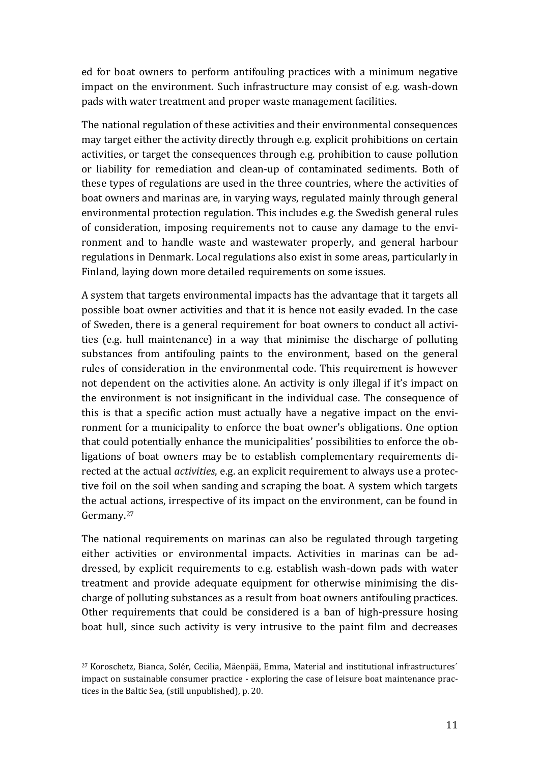ed for boat owners to perform antifouling practices with a minimum negative impact on the environment. Such infrastructure may consist of e.g. wash-down pads with water treatment and proper waste management facilities.

The national regulation of these activities and their environmental consequences may target either the activity directly through e.g. explicit prohibitions on certain activities, or target the consequences through e.g. prohibition to cause pollution or liability for remediation and clean-up of contaminated sediments. Both of these types of regulations are used in the three countries, where the activities of boat owners and marinas are, in varying ways, regulated mainly through general environmental protection regulation. This includes e.g. the Swedish general rules of consideration, imposing requirements not to cause any damage to the environment and to handle waste and wastewater properly, and general harbour regulations in Denmark. Local regulations also exist in some areas, particularly in Finland, laying down more detailed requirements on some issues.

A system that targets environmental impacts has the advantage that it targets all possible boat owner activities and that it is hence not easily evaded. In the case of Sweden, there is a general requirement for boat owners to conduct all activities (e.g. hull maintenance) in a way that minimise the discharge of polluting substances from antifouling paints to the environment, based on the general rules of consideration in the environmental code. This requirement is however not dependent on the activities alone. An activity is only illegal if it's impact on the environment is not insignificant in the individual case. The consequence of this is that a specific action must actually have a negative impact on the environment for a municipality to enforce the boat owner's obligations. One option that could potentially enhance the municipalities' possibilities to enforce the obligations of boat owners may be to establish complementary requirements directed at the actual *activities*, e.g. an explicit requirement to always use a protective foil on the soil when sanding and scraping the boat. A system which targets the actual actions, irrespective of its impact on the environment, can be found in Germany.[27]

The national requirements on marinas can also be regulated through targeting either activities or environmental impacts. Activities in marinas can be addressed, by explicit requirements to e.g. establish wash-down pads with water treatment and provide adequate equipment for otherwise minimising the discharge of polluting substances as a result from boat owners antifouling practices. Other requirements that could be considered is a ban of high-pressure hosing boat hull, since such activity is very intrusive to the paint film and decreases

[27] Koroschetz, Bianca, Solér, Cecilia, Mäenpää, Emma, Material and institutional infrastructures´ impact on sustainable consumer practice - exploring the case of leisure boat maintenance practices in the Baltic Sea, (still unpublished), p. 20.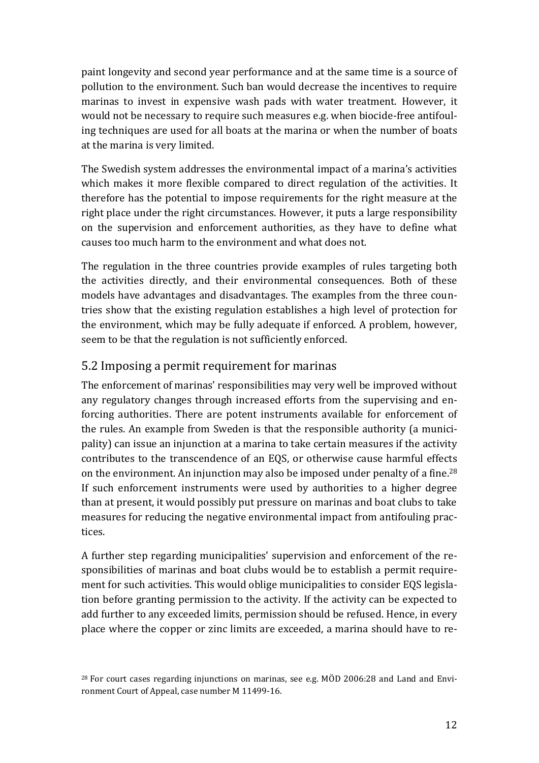paint longevity and second year performance and at the same time is a source of pollution to the environment. Such ban would decrease the incentives to require marinas to invest in expensive wash pads with water treatment. However, it would not be necessary to require such measures e.g. when biocide-free antifouling techniques are used for all boats at the marina or when the number of boats at the marina is very limited.

The Swedish system addresses the environmental impact of a marina's activities which makes it more flexible compared to direct regulation of the activities. It therefore has the potential to impose requirements for the right measure at the right place under the right circumstances. However, it puts a large responsibility on the supervision and enforcement authorities, as they have to define what causes too much harm to the environment and what does not.

The regulation in the three countries provide examples of rules targeting both the activities directly, and their environmental consequences. Both of these models have advantages and disadvantages. The examples from the three countries show that the existing regulation establishes a high level of protection for the environment, which may be fully adequate if enforced. A problem, however, seem to be that the regulation is not sufficiently enforced.

## 5.2 Imposing a permit requirement for marinas

The enforcement of marinas' responsibilities may very well be improved without any regulatory changes through increased efforts from the supervising and enforcing authorities. There are potent instruments available for enforcement of the rules. An example from Sweden is that the responsible authority (a municipality) can issue an injunction at a marina to take certain measures if the activity contributes to the transcendence of an EQS, or otherwise cause harmful effects on the environment. An injunction may also be imposed under penalty of a fine.[28] If such enforcement instruments were used by authorities to a higher degree than at present, it would possibly put pressure on marinas and boat clubs to take measures for reducing the negative environmental impact from antifouling practices.

A further step regarding municipalities' supervision and enforcement of the responsibilities of marinas and boat clubs would be to establish a permit requirement for such activities. This would oblige municipalities to consider EQS legislation before granting permission to the activity. If the activity can be expected to add further to any exceeded limits, permission should be refused. Hence, in every place where the copper or zinc limits are exceeded, a marina should have to re-

[28] For court cases regarding injunctions on marinas, see e.g. MÖD 2006:28 and Land and Environment Court of Appeal, case number M 11499-16.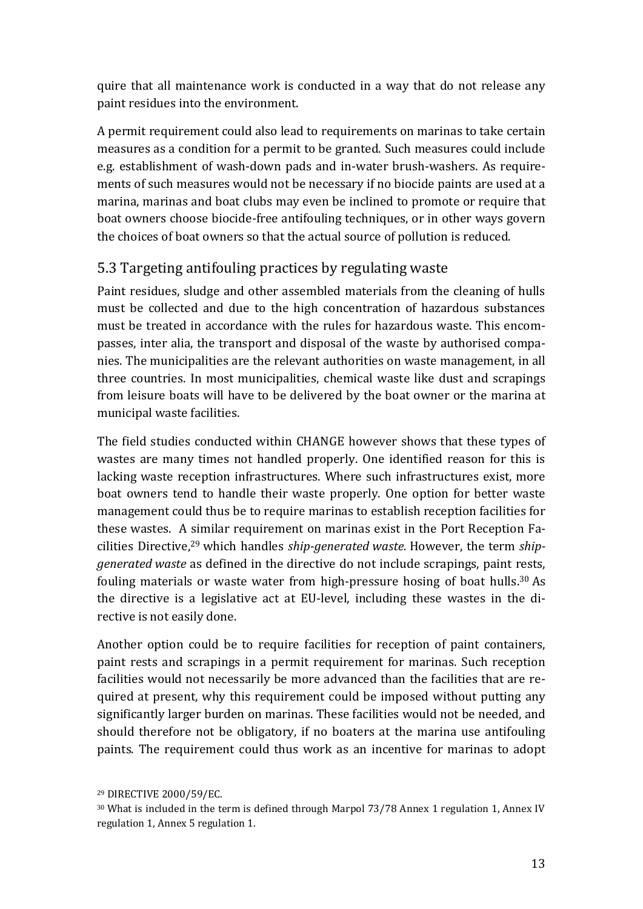quire that all maintenance work is conducted in a way that do not release any paint residues into the environment.

A permit requirement could also lead to requirements on marinas to take certain measures as a condition for a permit to be granted. Such measures could include e.g. establishment of wash-down pads and in-water brush-washers. As requirements of such measures would not be necessary if no biocide paints are used at a marina, marinas and boat clubs may even be inclined to promote or require that boat owners choose biocide-free antifouling techniques, or in other ways govern the choices of boat owners so that the actual source of pollution is reduced.

## 5.3 Targeting antifouling practices by regulating waste

Paint residues, sludge and other assembled materials from the cleaning of hulls must be collected and due to the high concentration of hazardous substances must be treated in accordance with the rules for hazardous waste. This encompasses, inter alia, the transport and disposal of the waste by authorised companies. The municipalities are the relevant authorities on waste management, in all three countries. In most municipalities, chemical waste like dust and scrapings from leisure boats will have to be delivered by the boat owner or the marina at municipal waste facilities.

The field studies conducted within CHANGE however shows that these types of wastes are many times not handled properly. One identified reason for this is lacking waste reception infrastructures. Where such infrastructures exist, more boat owners tend to handle their waste properly. One option for better waste management could thus be to require marinas to establish reception facilities for these wastes. A similar requirement on marinas exist in the Port Reception Facilities Directive,[29] which handles *ship-generated waste.* However, the term *ship-generated waste* as defined in the directive do not include scrapings, paint rests, fouling materials or waste water from high-pressure hosing of boat hulls.[30] As the directive is a legislative act at EU-level, including these wastes in the directive is not easily done.

Another option could be to require facilities for reception of paint containers, paint rests and scrapings in a permit requirement for marinas. Such reception facilities would not necessarily be more advanced than the facilities that are required at present, why this requirement could be imposed without putting any significantly larger burden on marinas. These facilities would not be needed, and should therefore not be obligatory, if no boaters at the marina use antifouling paints. The requirement could thus work as an incentive for marinas to adopt

[29] DIRECTIVE 2000/59/EC.

[30] What is included in the term is defined through Marpol 73/78 Annex 1 regulation 1, Annex IV regulation 1, Annex 5 regulation 1.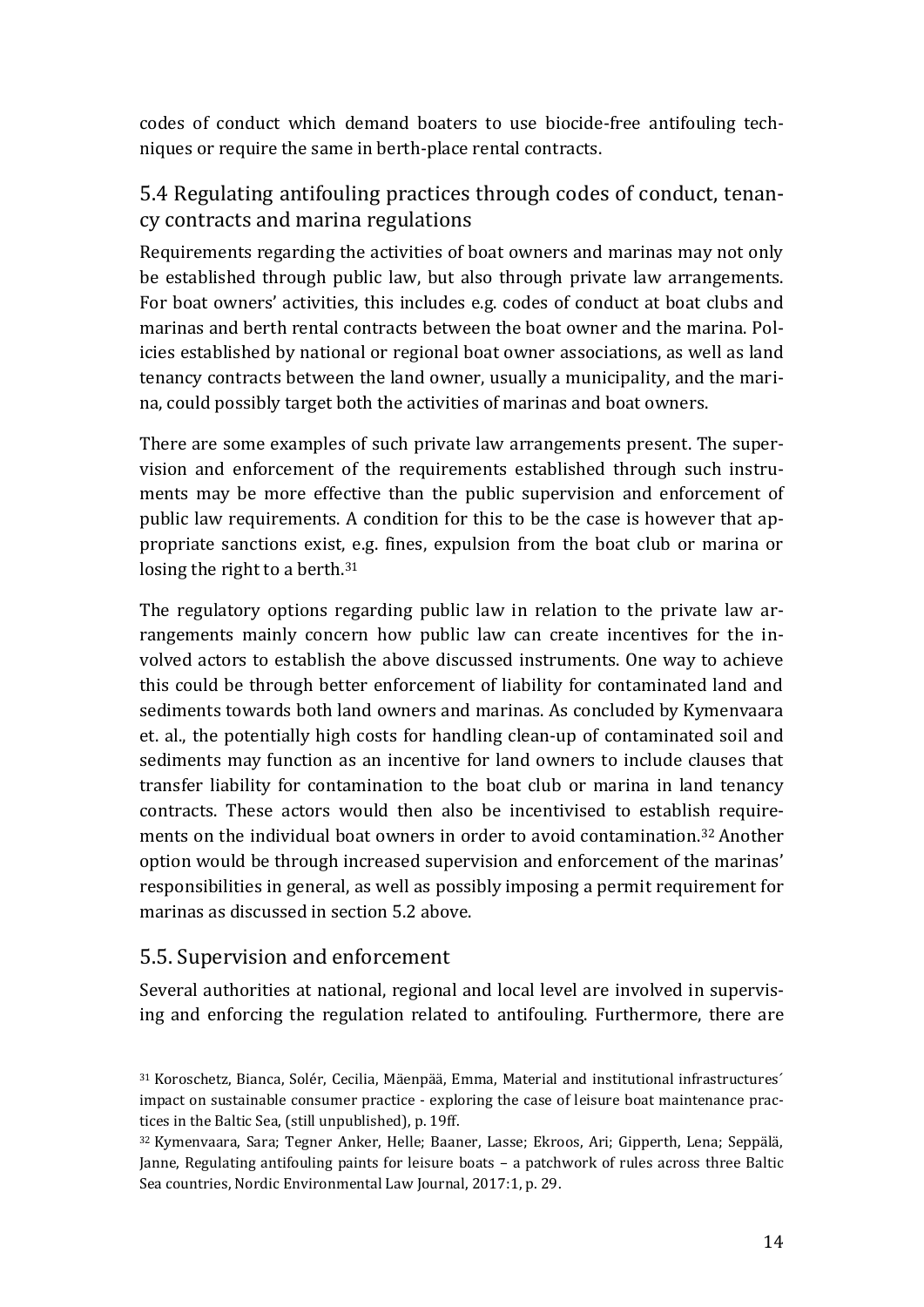codes of conduct which demand boaters to use biocide-free antifouling techniques or require the same in berth-place rental contracts.

## 5.4 Regulating antifouling practices through codes of conduct, tenancy contracts and marina regulations

Requirements regarding the activities of boat owners and marinas may not only be established through public law, but also through private law arrangements. For boat owners' activities, this includes e.g. codes of conduct at boat clubs and marinas and berth rental contracts between the boat owner and the marina. Policies established by national or regional boat owner associations, as well as land tenancy contracts between the land owner, usually a municipality, and the marina, could possibly target both the activities of marinas and boat owners.

There are some examples of such private law arrangements present. The supervision and enforcement of the requirements established through such instruments may be more effective than the public supervision and enforcement of public law requirements. A condition for this to be the case is however that appropriate sanctions exist, e.g. fines, expulsion from the boat club or marina or losing the right to a berth.[31]

The regulatory options regarding public law in relation to the private law arrangements mainly concern how public law can create incentives for the involved actors to establish the above discussed instruments. One way to achieve this could be through better enforcement of liability for contaminated land and sediments towards both land owners and marinas. As concluded by Kymenvaara et. al., the potentially high costs for handling clean-up of contaminated soil and sediments may function as an incentive for land owners to include clauses that transfer liability for contamination to the boat club or marina in land tenancy contracts. These actors would then also be incentivised to establish requirements on the individual boat owners in order to avoid contamination.[32] Another option would be through increased supervision and enforcement of the marinas' responsibilities in general, as well as possibly imposing a permit requirement for marinas as discussed in section 5.2 above.

## 5.5. Supervision and enforcement

Several authorities at national, regional and local level are involved in supervising and enforcing the regulation related to antifouling. Furthermore, there are

---

[31] Koroschetz, Bianca, Solér, Cecilia, Mäenpää, Emma, Material and institutional infrastructures´ impact on sustainable consumer practice - exploring the case of leisure boat maintenance practices in the Baltic Sea, (still unpublished), p. 19ff.

[32] Kymenvaara, Sara; Tegner Anker, Helle; Baaner, Lasse; Ekroos, Ari; Gipperth, Lena; Seppälä, Janne, Regulating antifouling paints for leisure boats – a patchwork of rules across three Baltic Sea countries, Nordic Environmental Law Journal, 2017:1, p. 29.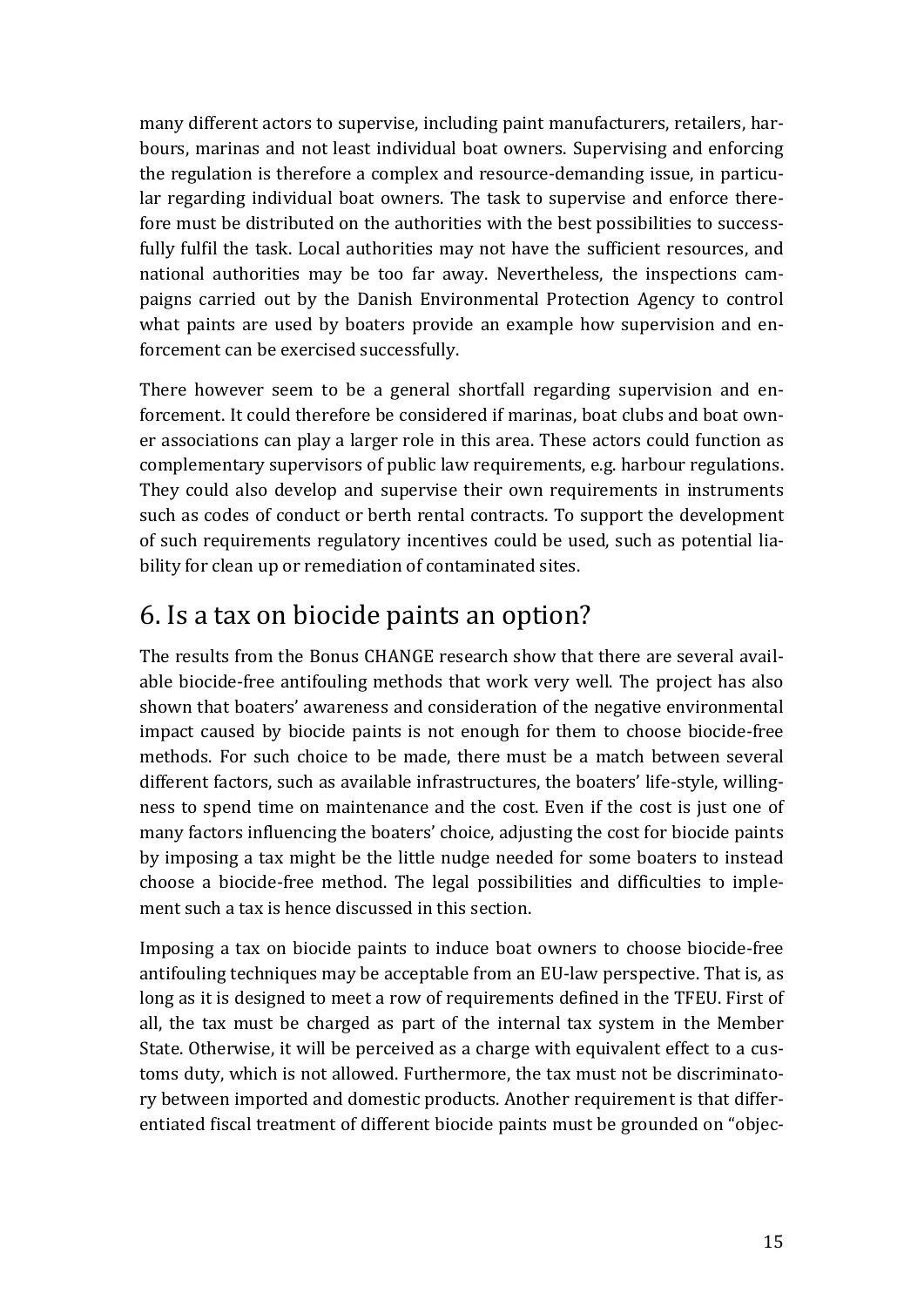many different actors to supervise, including paint manufacturers, retailers, harbours, marinas and not least individual boat owners. Supervising and enforcing the regulation is therefore a complex and resource-demanding issue, in particular regarding individual boat owners. The task to supervise and enforce therefore must be distributed on the authorities with the best possibilities to successfully fulfil the task. Local authorities may not have the sufficient resources, and national authorities may be too far away. Nevertheless, the inspections campaigns carried out by the Danish Environmental Protection Agency to control what paints are used by boaters provide an example how supervision and enforcement can be exercised successfully.

There however seem to be a general shortfall regarding supervision and enforcement. It could therefore be considered if marinas, boat clubs and boat owner associations can play a larger role in this area. These actors could function as complementary supervisors of public law requirements, e.g. harbour regulations. They could also develop and supervise their own requirements in instruments such as codes of conduct or berth rental contracts. To support the development of such requirements regulatory incentives could be used, such as potential liability for clean up or remediation of contaminated sites.

## 6. Is a tax on biocide paints an option?

The results from the Bonus CHANGE research show that there are several available biocide-free antifouling methods that work very well. The project has also shown that boaters' awareness and consideration of the negative environmental impact caused by biocide paints is not enough for them to choose biocide-free methods. For such choice to be made, there must be a match between several different factors, such as available infrastructures, the boaters' life-style, willingness to spend time on maintenance and the cost. Even if the cost is just one of many factors influencing the boaters' choice, adjusting the cost for biocide paints by imposing a tax might be the little nudge needed for some boaters to instead choose a biocide-free method. The legal possibilities and difficulties to implement such a tax is hence discussed in this section.

Imposing a tax on biocide paints to induce boat owners to choose biocide-free antifouling techniques may be acceptable from an EU-law perspective. That is, as long as it is designed to meet a row of requirements defined in the TFEU. First of all, the tax must be charged as part of the internal tax system in the Member State. Otherwise, it will be perceived as a charge with equivalent effect to a customs duty, which is not allowed. Furthermore, the tax must not be discriminatory between imported and domestic products. Another requirement is that differentiated fiscal treatment of different biocide paints must be grounded on "objec-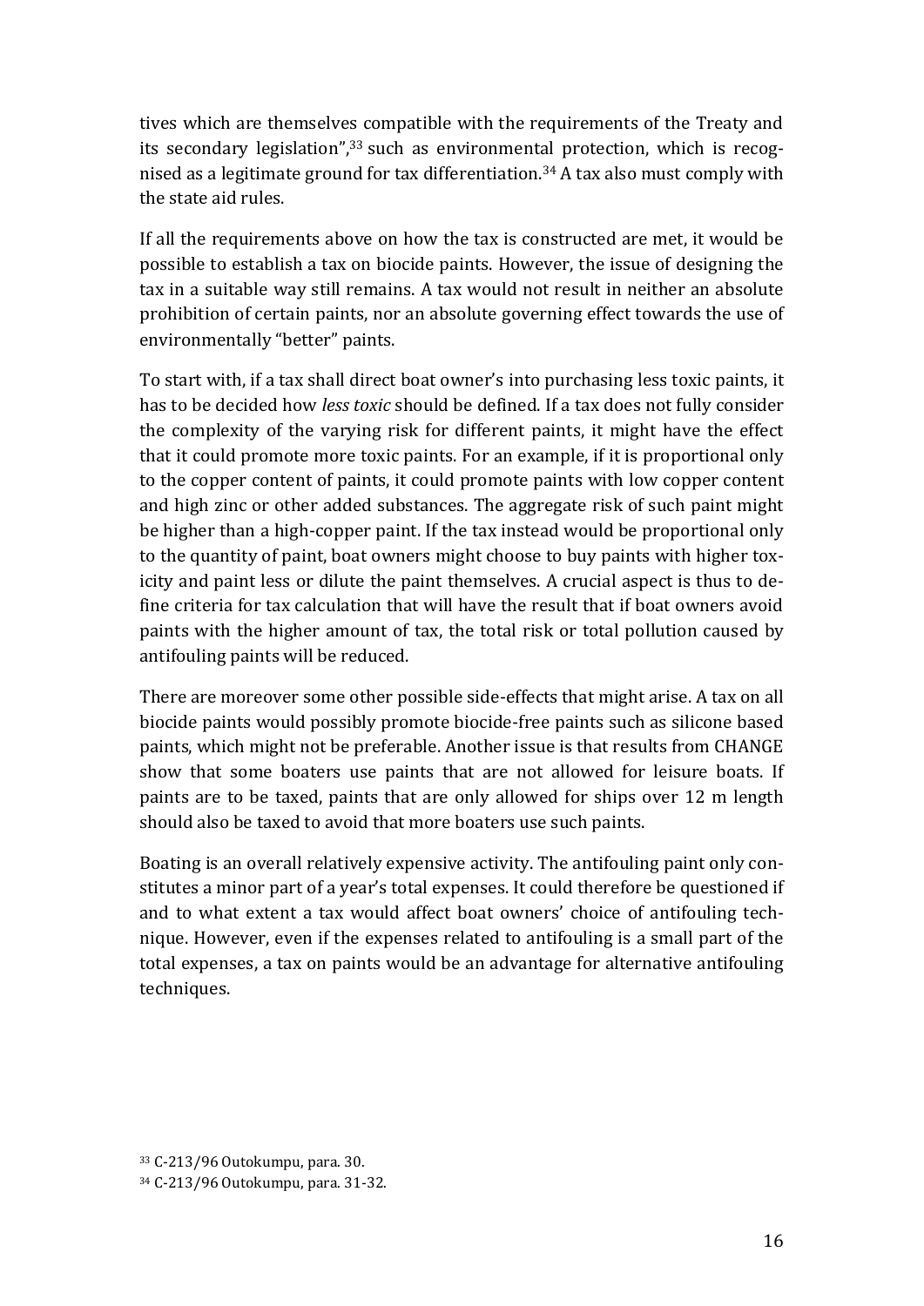tives which are themselves compatible with the requirements of the Treaty and its secondary legislation",[33] such as environmental protection, which is recognised as a legitimate ground for tax differentiation.[34] A tax also must comply with the state aid rules.

If all the requirements above on how the tax is constructed are met, it would be possible to establish a tax on biocide paints. However, the issue of designing the tax in a suitable way still remains. A tax would not result in neither an absolute prohibition of certain paints, nor an absolute governing effect towards the use of environmentally "better" paints.

To start with, if a tax shall direct boat owner's into purchasing less toxic paints, it has to be decided how *less toxic* should be defined. If a tax does not fully consider the complexity of the varying risk for different paints, it might have the effect that it could promote more toxic paints. For an example, if it is proportional only to the copper content of paints, it could promote paints with low copper content and high zinc or other added substances. The aggregate risk of such paint might be higher than a high-copper paint. If the tax instead would be proportional only to the quantity of paint, boat owners might choose to buy paints with higher toxicity and paint less or dilute the paint themselves. A crucial aspect is thus to define criteria for tax calculation that will have the result that if boat owners avoid paints with the higher amount of tax, the total risk or total pollution caused by antifouling paints will be reduced.

There are moreover some other possible side-effects that might arise. A tax on all biocide paints would possibly promote biocide-free paints such as silicone based paints, which might not be preferable. Another issue is that results from CHANGE show that some boaters use paints that are not allowed for leisure boats. If paints are to be taxed, paints that are only allowed for ships over 12 m length should also be taxed to avoid that more boaters use such paints.

Boating is an overall relatively expensive activity. The antifouling paint only constitutes a minor part of a year's total expenses. It could therefore be questioned if and to what extent a tax would affect boat owners' choice of antifouling technique. However, even if the expenses related to antifouling is a small part of the total expenses, a tax on paints would be an advantage for alternative antifouling techniques.

[33] C-213/96 Outokumpu, para. 30.

[34] C-213/96 Outokumpu, para. 31-32.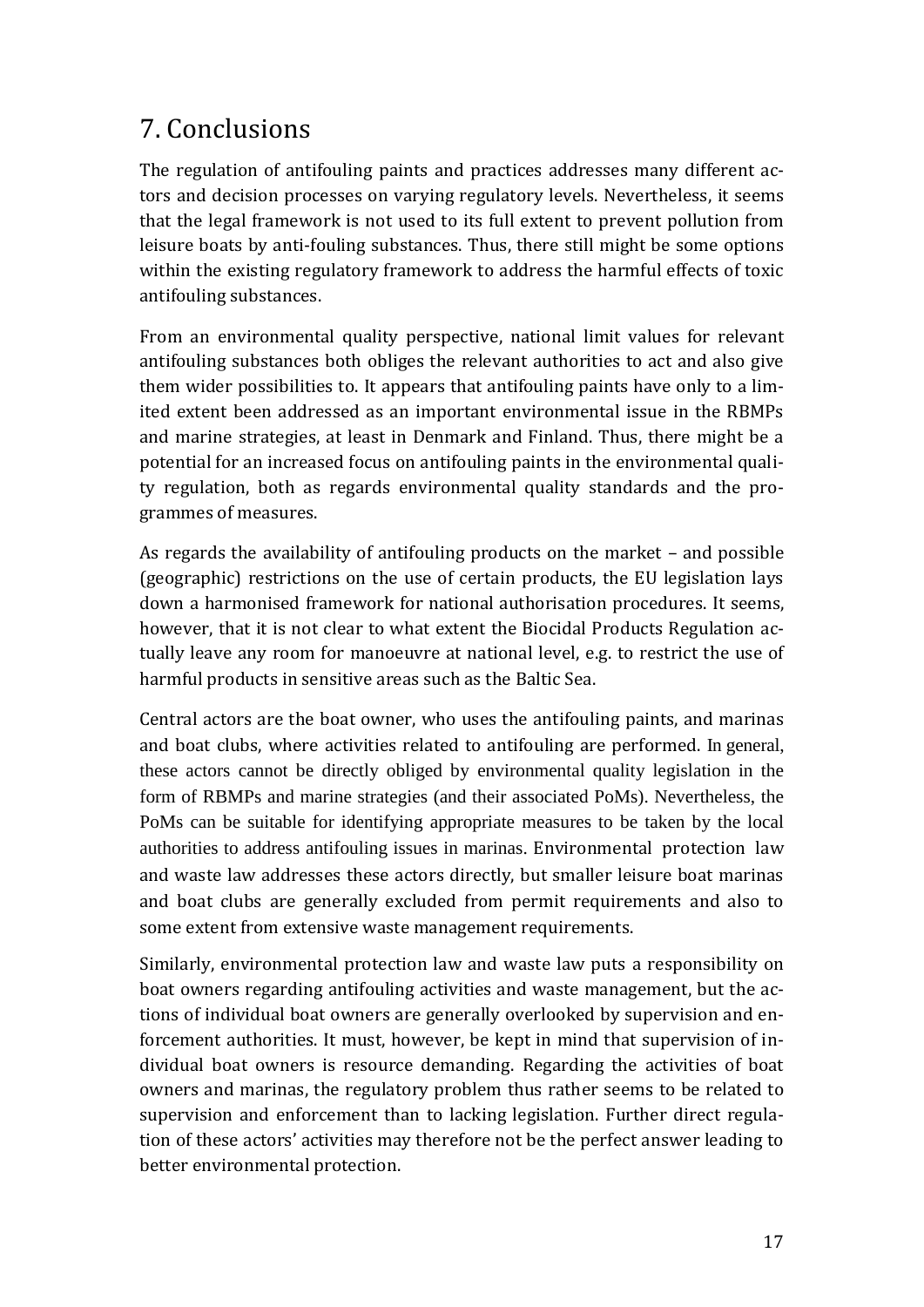# 7. Conclusions

The regulation of antifouling paints and practices addresses many different actors and decision processes on varying regulatory levels. Nevertheless, it seems that the legal framework is not used to its full extent to prevent pollution from leisure boats by anti-fouling substances. Thus, there still might be some options within the existing regulatory framework to address the harmful effects of toxic antifouling substances.

From an environmental quality perspective, national limit values for relevant antifouling substances both obliges the relevant authorities to act and also give them wider possibilities to. It appears that antifouling paints have only to a limited extent been addressed as an important environmental issue in the RBMPs and marine strategies, at least in Denmark and Finland. Thus, there might be a potential for an increased focus on antifouling paints in the environmental quality regulation, both as regards environmental quality standards and the programmes of measures.

As regards the availability of antifouling products on the market – and possible (geographic) restrictions on the use of certain products, the EU legislation lays down a harmonised framework for national authorisation procedures. It seems, however, that it is not clear to what extent the Biocidal Products Regulation actually leave any room for manoeuvre at national level, e.g. to restrict the use of harmful products in sensitive areas such as the Baltic Sea.

Central actors are the boat owner, who uses the antifouling paints, and marinas and boat clubs, where activities related to antifouling are performed. In general, these actors cannot be directly obliged by environmental quality legislation in the form of RBMPs and marine strategies (and their associated PoMs). Nevertheless, the PoMs can be suitable for identifying appropriate measures to be taken by the local authorities to address antifouling issues in marinas. Environmental protection law and waste law addresses these actors directly, but smaller leisure boat marinas and boat clubs are generally excluded from permit requirements and also to some extent from extensive waste management requirements.

Similarly, environmental protection law and waste law puts a responsibility on boat owners regarding antifouling activities and waste management, but the actions of individual boat owners are generally overlooked by supervision and enforcement authorities. It must, however, be kept in mind that supervision of individual boat owners is resource demanding. Regarding the activities of boat owners and marinas, the regulatory problem thus rather seems to be related to supervision and enforcement than to lacking legislation. Further direct regulation of these actors' activities may therefore not be the perfect answer leading to better environmental protection.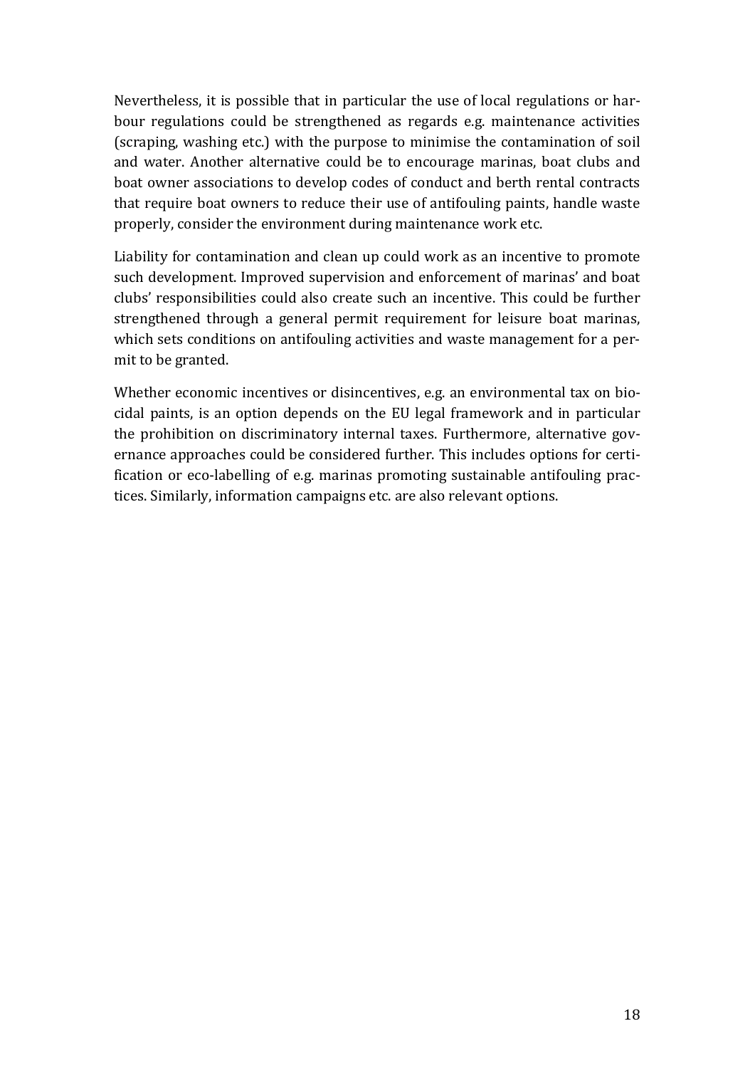Nevertheless, it is possible that in particular the use of local regulations or harbour regulations could be strengthened as regards e.g. maintenance activities (scraping, washing etc.) with the purpose to minimise the contamination of soil and water. Another alternative could be to encourage marinas, boat clubs and boat owner associations to develop codes of conduct and berth rental contracts that require boat owners to reduce their use of antifouling paints, handle waste properly, consider the environment during maintenance work etc.

Liability for contamination and clean up could work as an incentive to promote such development. Improved supervision and enforcement of marinas' and boat clubs' responsibilities could also create such an incentive. This could be further strengthened through a general permit requirement for leisure boat marinas, which sets conditions on antifouling activities and waste management for a permit to be granted.

Whether economic incentives or disincentives, e.g. an environmental tax on biocidal paints, is an option depends on the EU legal framework and in particular the prohibition on discriminatory internal taxes. Furthermore, alternative governance approaches could be considered further. This includes options for certification or eco-labelling of e.g. marinas promoting sustainable antifouling practices. Similarly, information campaigns etc. are also relevant options.